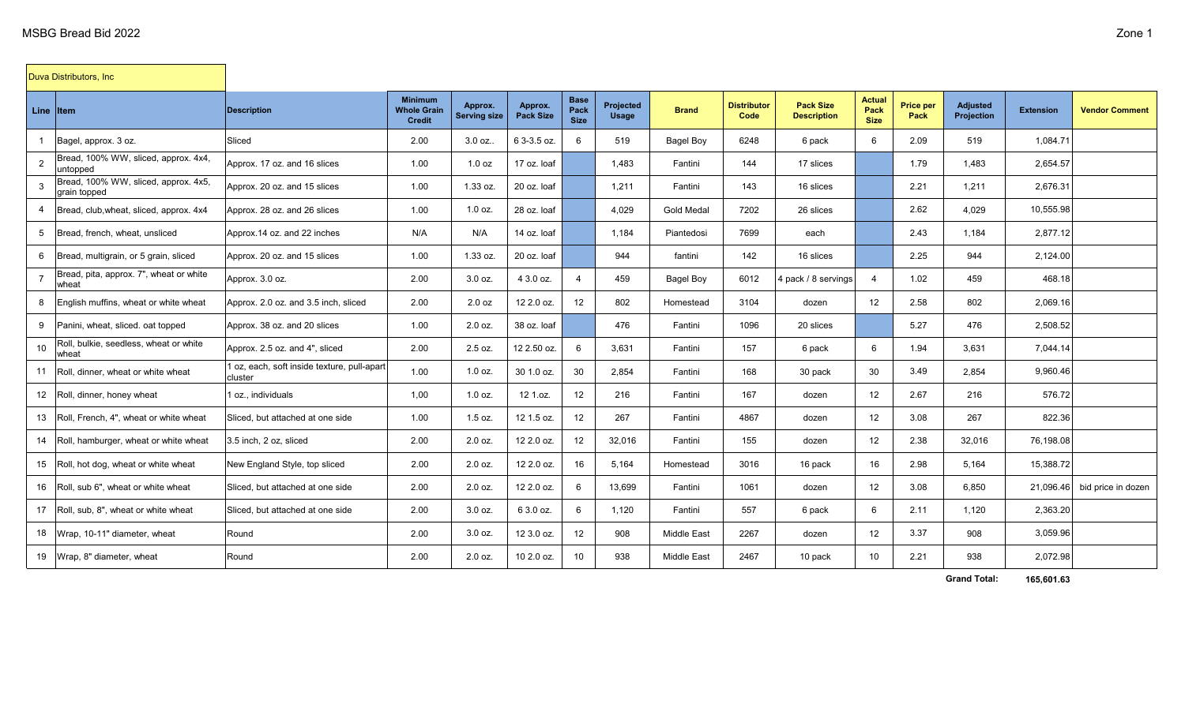# MSBG Bread Bid 2022

Zone 1

Duva Distributors, Inc

| Line | Item | Description | Minimum Whole Grain Credit | Approx. Serving size | Approx. Pack Size | Base Pack Size | Projected Usage | Brand | Distributor Code | Pack Size Description | Actual Pack Size | Price per Pack | Adjusted Projection | Extension | Vendor Comment |
|---|---|---|---|---|---|---|---|---|---|---|---|---|---|---|---|
| 1 | Bagel, approx. 3 oz. | Sliced | 2.00 | 3.0 oz.. | 6 3-3.5 oz. | 6 | 519 | Bagel Boy | 6248 | 6 pack | 6 | 2.09 | 519 | 1,084.71 | |
| 2 | Bread, 100% WW, sliced, approx. 4x4, untopped | Approx. 17 oz. and 16 slices | 1.00 | 1.0 oz | 17 oz. loaf | | 1,483 | Fantini | 144 | 17 slices | | 1.79 | 1,483 | 2,654.57 | |
| 3 | Bread, 100% WW, sliced, approx. 4x5, grain topped | Approx. 20 oz. and 15 slices | 1.00 | 1.33 oz. | 20 oz. loaf | | 1,211 | Fantini | 143 | 16 slices | | 2.21 | 1,211 | 2,676.31 | |
| 4 | Bread, club,wheat, sliced, approx. 4x4 | Approx. 28 oz. and 26 slices | 1.00 | 1.0 oz. | 28 oz. loaf | | 4,029 | Gold Medal | 7202 | 26 slices | | 2.62 | 4,029 | 10,555.98 | |
| 5 | Bread, french, wheat, unsliced | Approx.14 oz. and 22 inches | N/A | N/A | 14 oz. loaf | | 1,184 | Piantedosi | 7699 | each | | 2.43 | 1,184 | 2,877.12 | |
| 6 | Bread, multigrain, or 5 grain, sliced | Approx. 20 oz. and 15 slices | 1.00 | 1.33 oz. | 20 oz. loaf | | 944 | fantini | 142 | 16 slices | | 2.25 | 944 | 2,124.00 | |
| 7 | Bread, pita, approx. 7", wheat or white wheat | Approx. 3.0 oz. | 2.00 | 3.0 oz. | 4 3.0 oz. | 4 | 459 | Bagel Boy | 6012 | 4 pack / 8 servings | 4 | 1.02 | 459 | 468.18 | |
| 8 | English muffins, wheat or white wheat | Approx. 2.0 oz. and 3.5 inch, sliced | 2.00 | 2.0 oz | 12 2.0 oz. | 12 | 802 | Homestead | 3104 | dozen | 12 | 2.58 | 802 | 2,069.16 | |
| 9 | Panini, wheat, sliced. oat topped | Approx. 38 oz. and 20 slices | 1.00 | 2.0 oz. | 38 oz. loaf | | 476 | Fantini | 1096 | 20 slices | | 5.27 | 476 | 2,508.52 | |
| 10 | Roll, bulkie, seedless, wheat or white wheat | Approx. 2.5 oz. and 4", sliced | 2.00 | 2.5 oz. | 12 2.50 oz. | 6 | 3,631 | Fantini | 157 | 6 pack | 6 | 1.94 | 3,631 | 7,044.14 | |
| 11 | Roll, dinner, wheat or white wheat | 1 oz, each, soft inside texture, pull-apart cluster | 1.00 | 1.0 oz. | 30 1.0 oz. | 30 | 2,854 | Fantini | 168 | 30 pack | 30 | 3.49 | 2,854 | 9,960.46 | |
| 12 | Roll, dinner, honey wheat | 1 oz., individuals | 1,00 | 1.0 oz. | 12 1.oz. | 12 | 216 | Fantini | 167 | dozen | 12 | 2.67 | 216 | 576.72 | |
| 13 | Roll, French, 4", wheat or white wheat | Sliced, but attached at one side | 1.00 | 1.5 oz. | 12 1.5 oz. | 12 | 267 | Fantini | 4867 | dozen | 12 | 3.08 | 267 | 822.36 | |
| 14 | Roll, hamburger, wheat or white wheat | 3.5 inch, 2 oz, sliced | 2.00 | 2.0 oz. | 12 2.0 oz. | 12 | 32,016 | Fantini | 155 | dozen | 12 | 2.38 | 32,016 | 76,198.08 | |
| 15 | Roll, hot dog, wheat or white wheat | New England Style, top sliced | 2.00 | 2.0 oz. | 12 2.0 oz. | 16 | 5,164 | Homestead | 3016 | 16 pack | 16 | 2.98 | 5,164 | 15,388.72 | |
| 16 | Roll, sub 6", wheat or white wheat | Sliced, but attached at one side | 2.00 | 2.0 oz. | 12 2.0 oz. | 6 | 13,699 | Fantini | 1061 | dozen | 12 | 3.08 | 6,850 | 21,096.46 | bid price in dozen |
| 17 | Roll, sub, 8", wheat or white wheat | Sliced, but attached at one side | 2.00 | 3.0 oz. | 6 3.0 oz. | 6 | 1,120 | Fantini | 557 | 6 pack | 6 | 2.11 | 1,120 | 2,363.20 | |
| 18 | Wrap, 10-11" diameter, wheat | Round | 2.00 | 3.0 oz. | 12 3.0 oz. | 12 | 908 | Middle East | 2267 | dozen | 12 | 3.37 | 908 | 3,059.96 | |
| 19 | Wrap, 8" diameter, wheat | Round | 2.00 | 2.0 oz. | 10 2.0 oz. | 10 | 938 | Middle East | 2467 | 10 pack | 10 | 2.21 | 938 | 2,072.98 | |
| | | | | | | | | | | | | | **Grand Total:** | **165,601.63** | |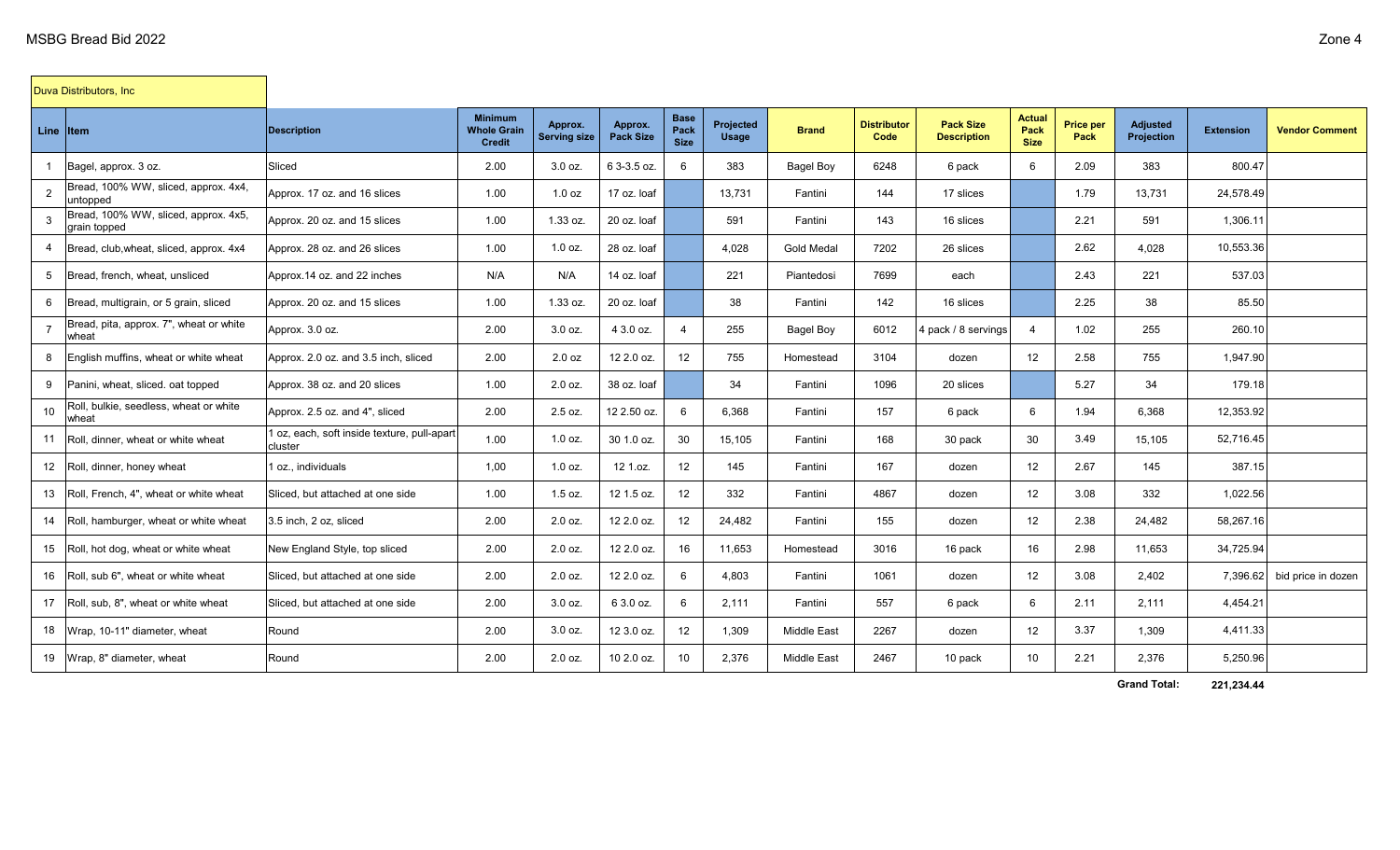MSBG Bread Bid 2022

Zone 4

Duva Distributors, Inc

| Line | Item | Description | Minimum Whole Grain Credit | Approx. Serving size | Approx. Pack Size | Base Pack Size | Projected Usage | Brand | Distributor Code | Pack Size Description | Actual Pack Size | Price per Pack | Adjusted Projection | Extension | Vendor Comment |
|---|---|---|---|---|---|---|---|---|---|---|---|---|---|---|---|
| 1 | Bagel, approx. 3 oz. | Sliced | 2.00 | 3.0 oz. | 6 3-3.5 oz. | 6 | 383 | Bagel Boy | 6248 | 6 pack | 6 | 2.09 | 383 | 800.47 | |
| 2 | Bread, 100% WW, sliced, approx. 4x4, untopped | Approx. 17 oz. and 16 slices | 1.00 | 1.0 oz | 17 oz. loaf | | 13,731 | Fantini | 144 | 17 slices | | 1.79 | 13,731 | 24,578.49 | |
| 3 | Bread, 100% WW, sliced, approx. 4x5, grain topped | Approx. 20 oz. and 15 slices | 1.00 | 1.33 oz. | 20 oz. loaf | | 591 | Fantini | 143 | 16 slices | | 2.21 | 591 | 1,306.11 | |
| 4 | Bread, club,wheat, sliced, approx. 4x4 | Approx. 28 oz. and 26 slices | 1.00 | 1.0 oz. | 28 oz. loaf | | 4,028 | Gold Medal | 7202 | 26 slices | | 2.62 | 4,028 | 10,553.36 | |
| 5 | Bread, french, wheat, unsliced | Approx.14 oz. and 22 inches | N/A | N/A | 14 oz. loaf | | 221 | Piantedosi | 7699 | each | | 2.43 | 221 | 537.03 | |
| 6 | Bread, multigrain, or 5 grain, sliced | Approx. 20 oz. and 15 slices | 1.00 | 1.33 oz. | 20 oz. loaf | | 38 | Fantini | 142 | 16 slices | | 2.25 | 38 | 85.50 | |
| 7 | Bread, pita, approx. 7", wheat or white wheat | Approx. 3.0 oz. | 2.00 | 3.0 oz. | 4 3.0 oz. | 4 | 255 | Bagel Boy | 6012 | 4 pack / 8 servings | 4 | 1.02 | 255 | 260.10 | |
| 8 | English muffins, wheat or white wheat | Approx. 2.0 oz. and 3.5 inch, sliced | 2.00 | 2.0 oz | 12 2.0 oz. | 12 | 755 | Homestead | 3104 | dozen | 12 | 2.58 | 755 | 1,947.90 | |
| 9 | Panini, wheat, sliced. oat topped | Approx. 38 oz. and 20 slices | 1.00 | 2.0 oz. | 38 oz. loaf | | 34 | Fantini | 1096 | 20 slices | | 5.27 | 34 | 179.18 | |
| 10 | Roll, bulkie, seedless, wheat or white wheat | Approx. 2.5 oz. and 4", sliced | 2.00 | 2.5 oz. | 12 2.50 oz. | 6 | 6,368 | Fantini | 157 | 6 pack | 6 | 1.94 | 6,368 | 12,353.92 | |
| 11 | Roll, dinner, wheat or white wheat | 1 oz, each, soft inside texture, pull-apart cluster | 1.00 | 1.0 oz. | 30 1.0 oz. | 30 | 15,105 | Fantini | 168 | 30 pack | 30 | 3.49 | 15,105 | 52,716.45 | |
| 12 | Roll, dinner, honey wheat | 1 oz., individuals | 1,00 | 1.0 oz. | 12 1.oz. | 12 | 145 | Fantini | 167 | dozen | 12 | 2.67 | 145 | 387.15 | |
| 13 | Roll, French, 4", wheat or white wheat | Sliced, but attached at one side | 1.00 | 1.5 oz. | 12 1.5 oz. | 12 | 332 | Fantini | 4867 | dozen | 12 | 3.08 | 332 | 1,022.56 | |
| 14 | Roll, hamburger, wheat or white wheat | 3.5 inch, 2 oz, sliced | 2.00 | 2.0 oz. | 12 2.0 oz. | 12 | 24,482 | Fantini | 155 | dozen | 12 | 2.38 | 24,482 | 58,267.16 | |
| 15 | Roll, hot dog, wheat or white wheat | New England Style, top sliced | 2.00 | 2.0 oz. | 12 2.0 oz. | 16 | 11,653 | Homestead | 3016 | 16 pack | 16 | 2.98 | 11,653 | 34,725.94 | |
| 16 | Roll, sub 6", wheat or white wheat | Sliced, but attached at one side | 2.00 | 2.0 oz. | 12 2.0 oz. | 6 | 4,803 | Fantini | 1061 | dozen | 12 | 3.08 | 2,402 | 7,396.62 | bid price in dozen |
| 17 | Roll, sub, 8", wheat or white wheat | Sliced, but attached at one side | 2.00 | 3.0 oz. | 6 3.0 oz. | 6 | 2,111 | Fantini | 557 | 6 pack | 6 | 2.11 | 2,111 | 4,454.21 | |
| 18 | Wrap, 10-11" diameter, wheat | Round | 2.00 | 3.0 oz. | 12 3.0 oz. | 12 | 1,309 | Middle East | 2267 | dozen | 12 | 3.37 | 1,309 | 4,411.33 | |
| 19 | Wrap, 8" diameter, wheat | Round | 2.00 | 2.0 oz. | 10 2.0 oz. | 10 | 2,376 | Middle East | 2467 | 10 pack | 10 | 2.21 | 2,376 | 5,250.96 | |
| | | | | | | | | | | | | | **Grand Total:** | **221,234.44** | |